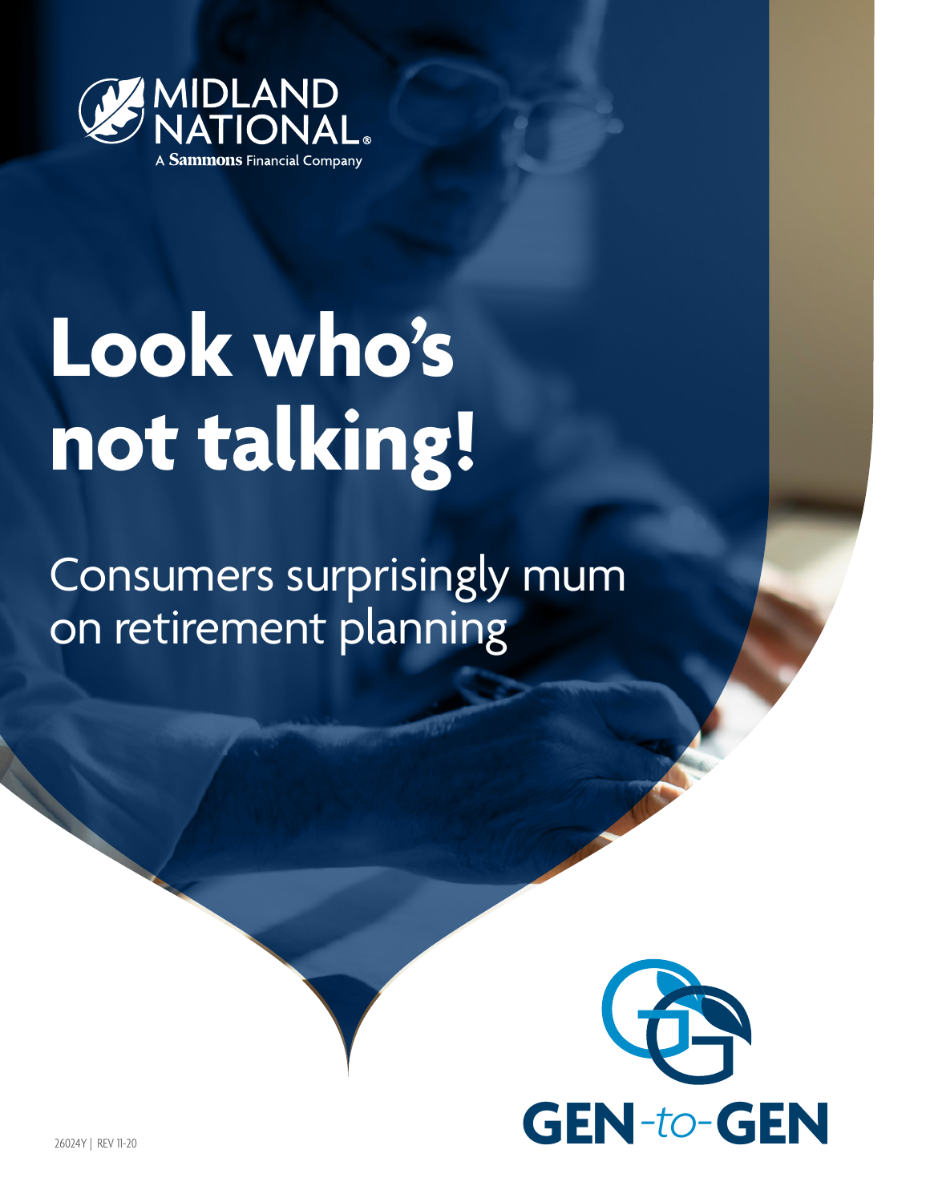MIDLAND NATIONAL®

A Sammons Financial Company

# Look who's not talking!

## Consumers surprisingly mum on retirement planning

GEN-to-GEN

26024Y | REV 11-20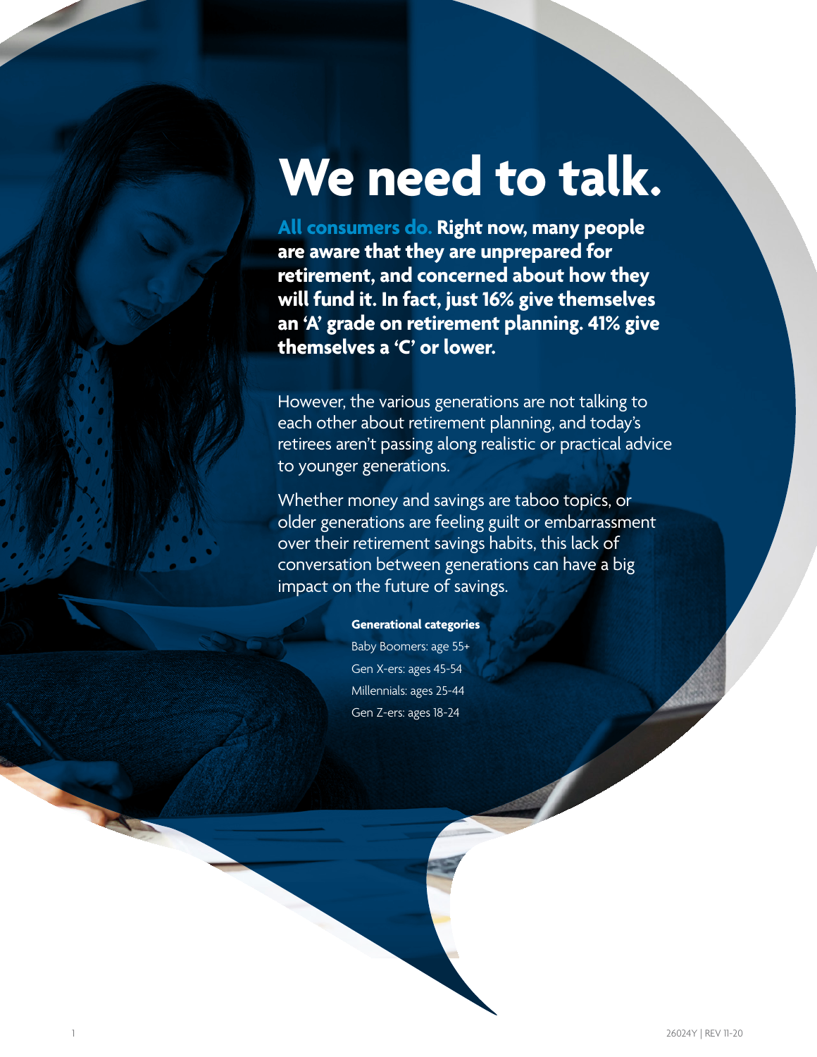# We need to talk.

**All consumers do. Right now, many people are aware that they are unprepared for retirement, and concerned about how they will fund it. In fact, just 16% give themselves an 'A' grade on retirement planning. 41% give themselves a 'C' or lower.**

However, the various generations are not talking to each other about retirement planning, and today's retirees aren't passing along realistic or practical advice to younger generations.

Whether money and savings are taboo topics, or older generations are feeling guilt or embarrassment over their retirement savings habits, this lack of conversation between generations can have a big impact on the future of savings.

**Generational categories**

Baby Boomers: age 55+
Gen X-ers: ages 45-54
Millennials: ages 25-44
Gen Z-ers: ages 18-24

26024Y | REV 11-20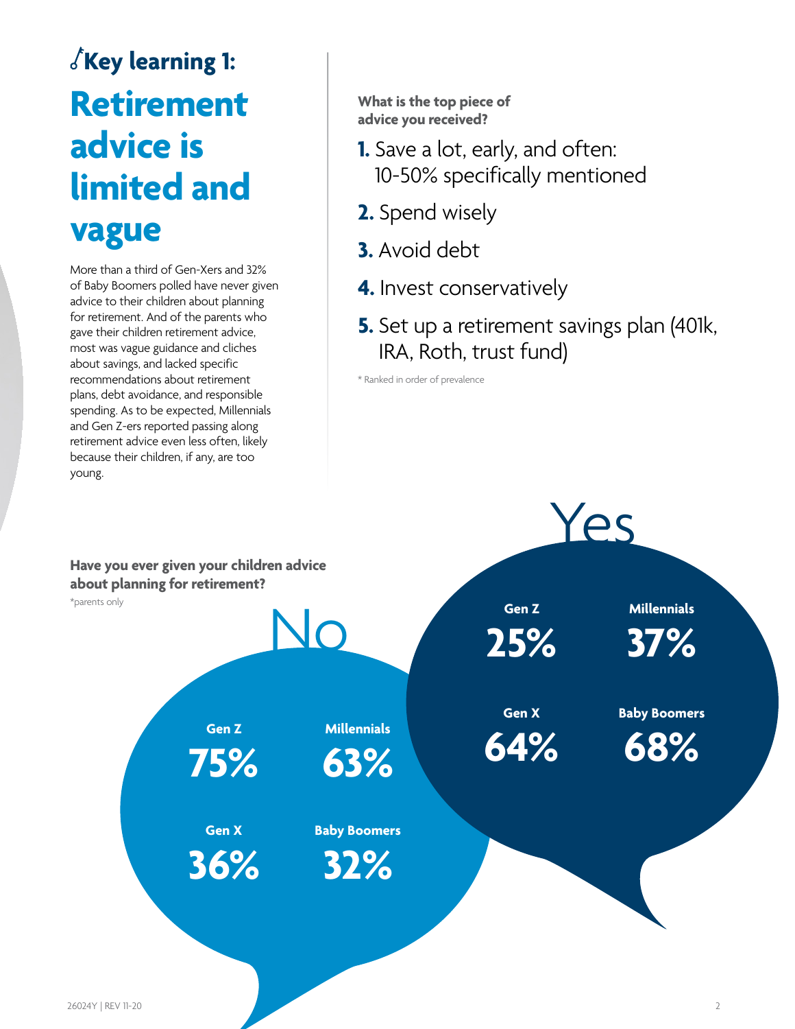## Key learning 1:

# Retirement advice is limited and vague

More than a third of Gen-Xers and 32% of Baby Boomers polled have never given advice to their children about planning for retirement. And of the parents who gave their children retirement advice, most was vague guidance and cliches about savings, and lacked specific recommendations about retirement plans, debt avoidance, and responsible spending. As to be expected, Millennials and Gen Z-ers reported passing along retirement advice even less often, likely because their children, if any, are too young.

**What is the top piece of advice you received?**

1. Save a lot, early, and often: 10-50% specifically mentioned
2. Spend wisely
3. Avoid debt
4. Invest conservatively
5. Set up a retirement savings plan (401k, IRA, Roth, trust fund)

\* Ranked in order of prevalence

**Have you ever given your children advice about planning for retirement?**

*parents only

| | Gen Z | Millennials | Gen X | Baby Boomers |
|---|---|---|---|---|
| Yes | 25% | 37% | 64% | 68% |
| No | 75% | 63% | 36% | 32% |

26024Y | REV 11-20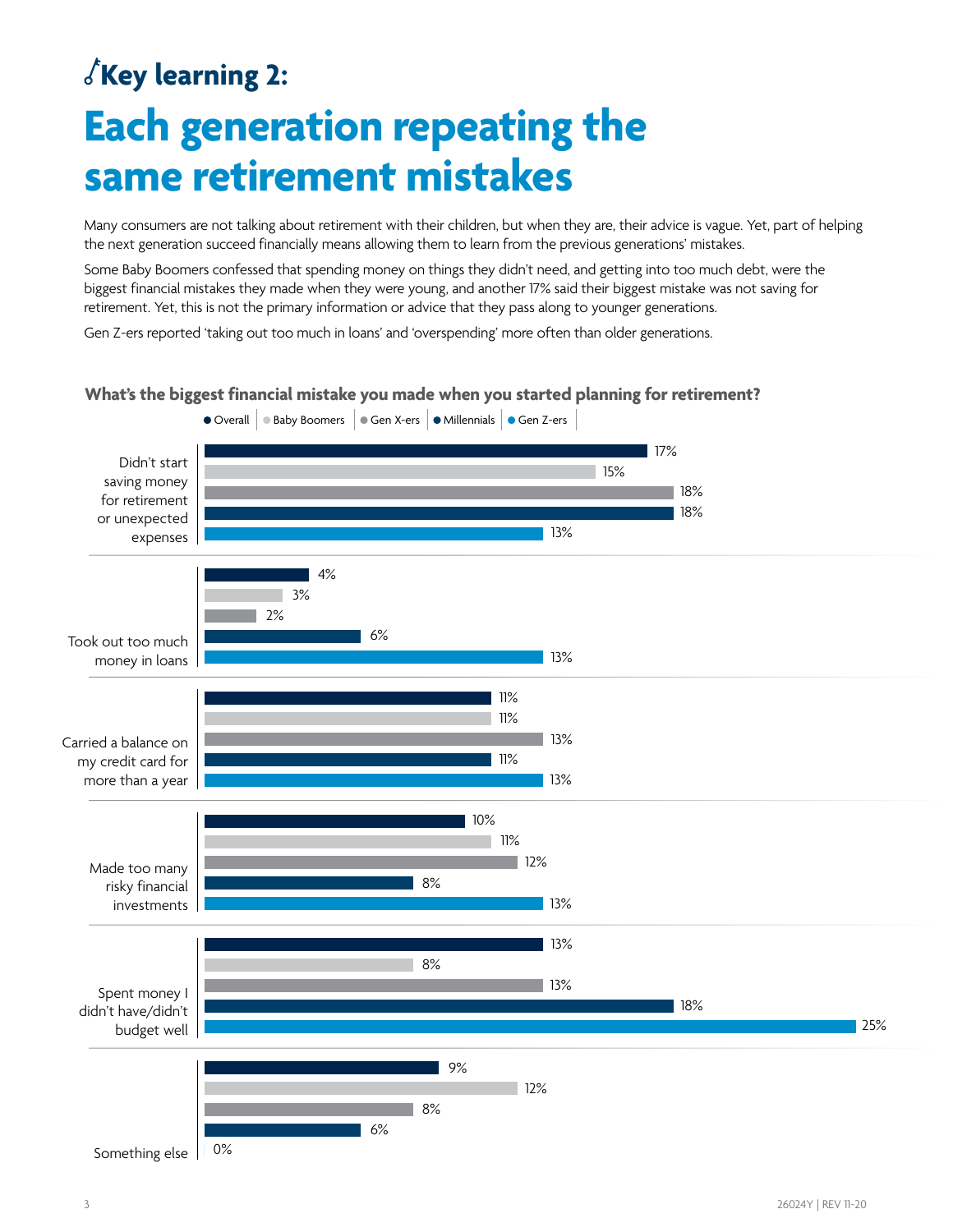## Key learning 2:

# Each generation repeating the same retirement mistakes

Many consumers are not talking about retirement with their children, but when they are, their advice is vague. Yet, part of helping the next generation succeed financially means allowing them to learn from the previous generations' mistakes.

Some Baby Boomers confessed that spending money on things they didn't need, and getting into too much debt, were the biggest financial mistakes they made when they were young, and another 17% said their biggest mistake was not saving for retirement. Yet, this is not the primary information or advice that they pass along to younger generations.

Gen Z-ers reported 'taking out too much in loans' and 'overspending' more often than older generations.

### What's the biggest financial mistake you made when you started planning for retirement?

| | Overall | Baby Boomers | Gen X-ers | Millennials | Gen Z-ers |
|---|---|---|---|---|---|
| Didn't start saving money for retirement or unexpected expenses | 17% | 15% | 18% | 18% | 13% |
| Took out too much money in loans | 4% | 3% | 2% | 6% | 13% |
| Carried a balance on my credit card for more than a year | 11% | 11% | 13% | 11% | 13% |
| Made too many risky financial investments | 10% | 11% | 12% | 8% | 13% |
| Spent money I didn't have/didn't budget well | 13% | 8% | 13% | 18% | 25% |
| Something else | 9% | 12% | 8% | 6% | 0% |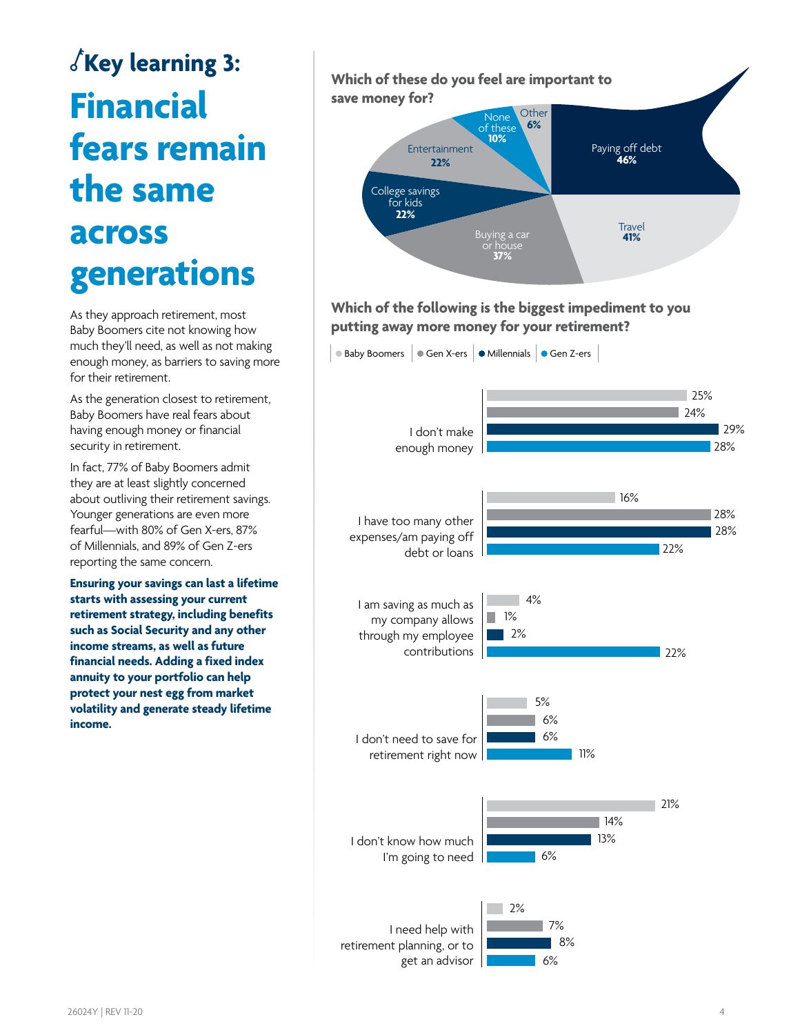## Key learning 3:

# Financial fears remain the same across generations

As they approach retirement, most Baby Boomers cite not knowing how much they'll need, as well as not making enough money, as barriers to saving more for their retirement.

As the generation closest to retirement, Baby Boomers have real fears about having enough money or financial security in retirement.

In fact, 77% of Baby Boomers admit they are at least slightly concerned about outliving their retirement savings. Younger generations are even more fearful—with 80% of Gen X-ers, 87% of Millennials, and 89% of Gen Z-ers reporting the same concern.

**Ensuring your savings can last a lifetime starts with assessing your current retirement strategy, including benefits such as Social Security and any other income streams, as well as future financial needs. Adding a fixed index annuity to your portfolio can help protect your nest egg from market volatility and generate steady lifetime income.**

### Which of these do you feel are important to save money for?

| Category | Percentage |
|---|---|
| Paying off debt | 46% |
| Travel | 41% |
| Buying a car or house | 37% |
| College savings for kids | 22% |
| Entertainment | 22% |
| None of these | 10% |
| Other | 6% |

### Which of the following is the biggest impediment to you putting away more money for your retirement?

| | Baby Boomers | Gen X-ers | Millennials | Gen Z-ers |
|---|---|---|---|---|
| I don't make enough money | 25% | 24% | 29% | 28% |
| I have too many other expenses/am paying off debt or loans | 16% | 28% | 28% | 22% |
| I am saving as much as my company allows through my employee contributions | 4% | 1% | 2% | 22% |
| I don't need to save for retirement right now | 5% | 6% | 6% | 11% |
| I don't know how much I'm going to need | 21% | 14% | 13% | 6% |
| I need help with retirement planning, or to get an advisor | 2% | 7% | 8% | 6% |

26024Y | REV 11-20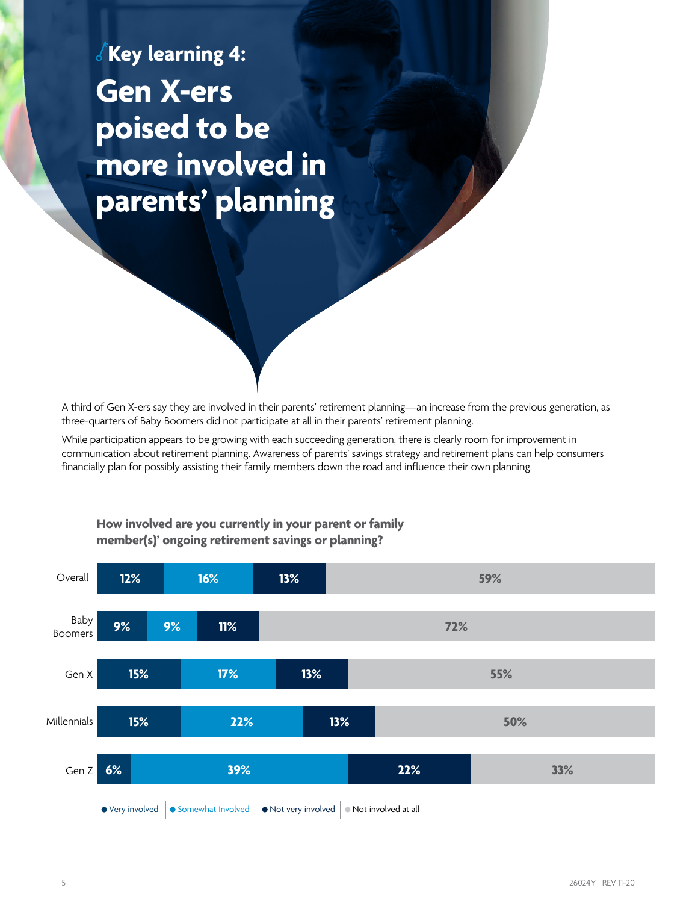## Key learning 4:

# Gen X-ers poised to be more involved in parents' planning

A third of Gen X-ers say they are involved in their parents' retirement planning—an increase from the previous generation, as three-quarters of Baby Boomers did not participate at all in their parents' retirement planning.

While participation appears to be growing with each succeeding generation, there is clearly room for improvement in communication about retirement planning. Awareness of parents' savings strategy and retirement plans can help consumers financially plan for possibly assisting their family members down the road and influence their own planning.

**How involved are you currently in your parent or family member(s)' ongoing retirement savings or planning?**

| | Very involved | Somewhat Involved | Not very involved | Not involved at all |
|---|---|---|---|---|
| Overall | 12% | 16% | 13% | 59% |
| Baby Boomers | 9% | 9% | 11% | 72% |
| Gen X | 15% | 17% | 13% | 55% |
| Millennials | 15% | 22% | 13% | 50% |
| Gen Z | 6% | 39% | 22% | 33% |

26024Y | REV 11-20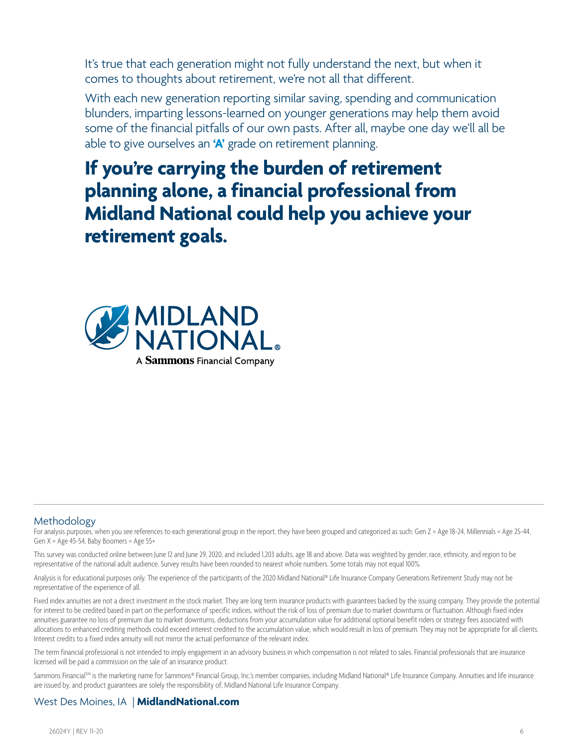It's true that each generation might not fully understand the next, but when it comes to thoughts about retirement, we're not all that different.

With each new generation reporting similar saving, spending and communication blunders, imparting lessons-learned on younger generations may help them avoid some of the financial pitfalls of our own pasts. After all, maybe one day we'll all be able to give ourselves an **'A'** grade on retirement planning.

## If you're carrying the burden of retirement planning alone, a financial professional from Midland National could help you achieve your retirement goals.

MIDLAND NATIONAL®

A Sammons Financial Company

### Methodology

For analysis purposes, when you see references to each generational group in the report, they have been grouped and categorized as such: Gen Z = Age 18-24, Millennials = Age 25-44, Gen X = Age 45-54, Baby Boomers = Age 55+

This survey was conducted online between June 12 and June 29, 2020, and included 1,203 adults, age 18 and above. Data was weighted by gender, race, ethnicity, and region to be representative of the national adult audience. Survey results have been rounded to nearest whole numbers. Some totals may not equal 100%.

Analysis is for educational purposes only. The experience of the participants of the 2020 Midland National® Life Insurance Company Generations Retirement Study may not be representative of the experience of all.

Fixed index annuities are not a direct investment in the stock market. They are long term insurance products with guarantees backed by the issuing company. They provide the potential for interest to be credited based in part on the performance of specific indices, without the risk of loss of premium due to market downturns or fluctuation. Although fixed index annuities guarantee no loss of premium due to market downturns, deductions from your accumulation value for additional optional benefit riders or strategy fees associated with allocations to enhanced crediting methods could exceed interest credited to the accumulation value, which would result in loss of premium. They may not be appropriate for all clients. Interest credits to a fixed index annuity will not mirror the actual performance of the relevant index.

The term financial professional is not intended to imply engagement in an advisory business in which compensation is not related to sales. Financial professionals that are insurance licensed will be paid a commission on the sale of an insurance product.

Sammons Financial[SM] is the marketing name for Sammons® Financial Group, Inc.'s member companies, including Midland National® Life Insurance Company. Annuities and life insurance are issued by, and product guarantees are solely the responsibility of, Midland National Life Insurance Company.

West Des Moines, IA | **MidlandNational.com**

26024Y | REV 11-20